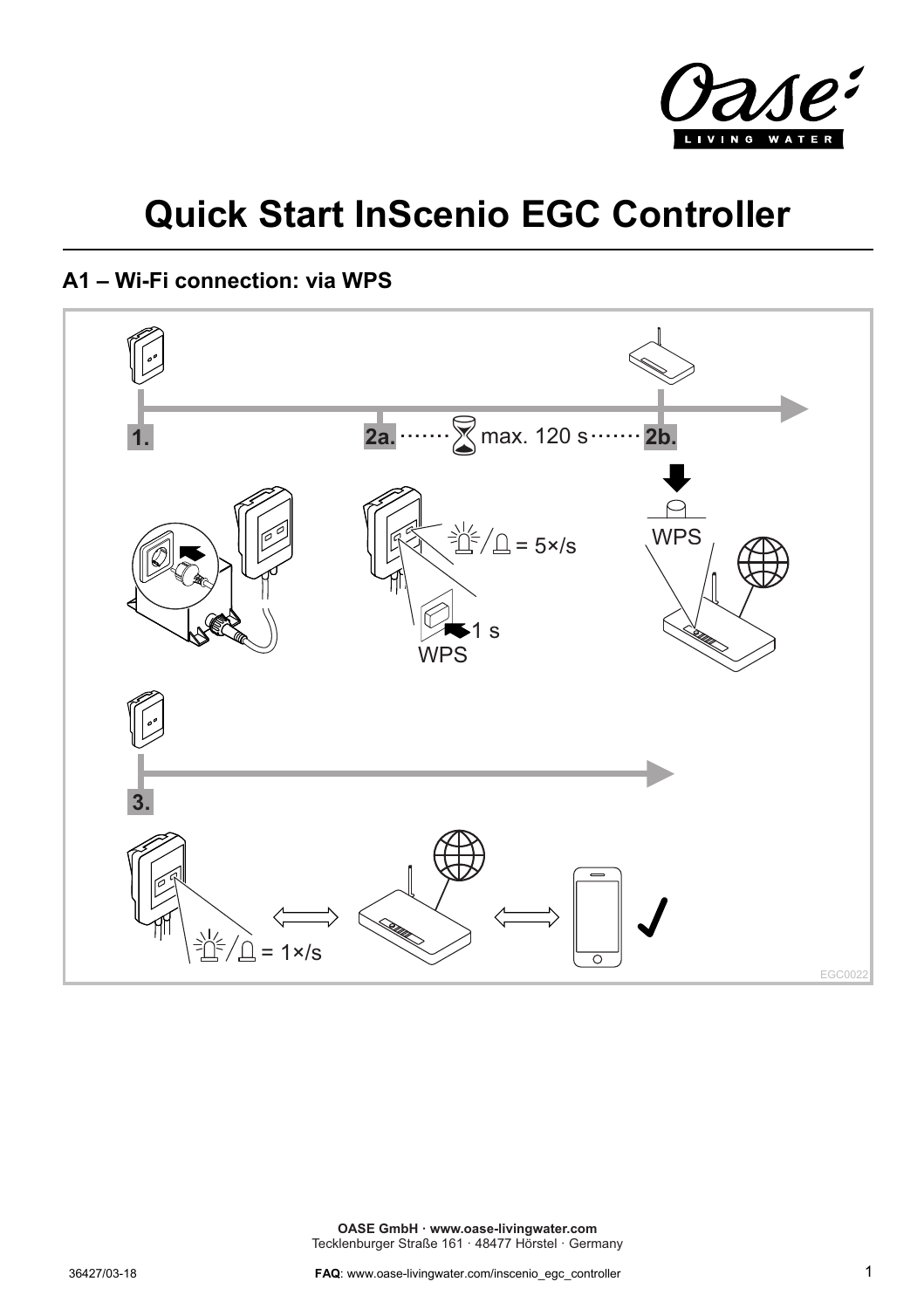# Quick Start InScenio EGC Controller

## A1 – Wi-Fi connection: via WPS

1.

2a. ······· max. 120 s ······· 2b.

= 5×/s

1 s

WPS

WPS

3.

= 1×/s

EGC0022

**OASE GmbH · www.oase-livingwater.com**
Tecklenburger Straße 161 · 48477 Hörstel · Germany

36427/03-18

**FAQ**: www.oase-livingwater.com/inscenio_egc_controller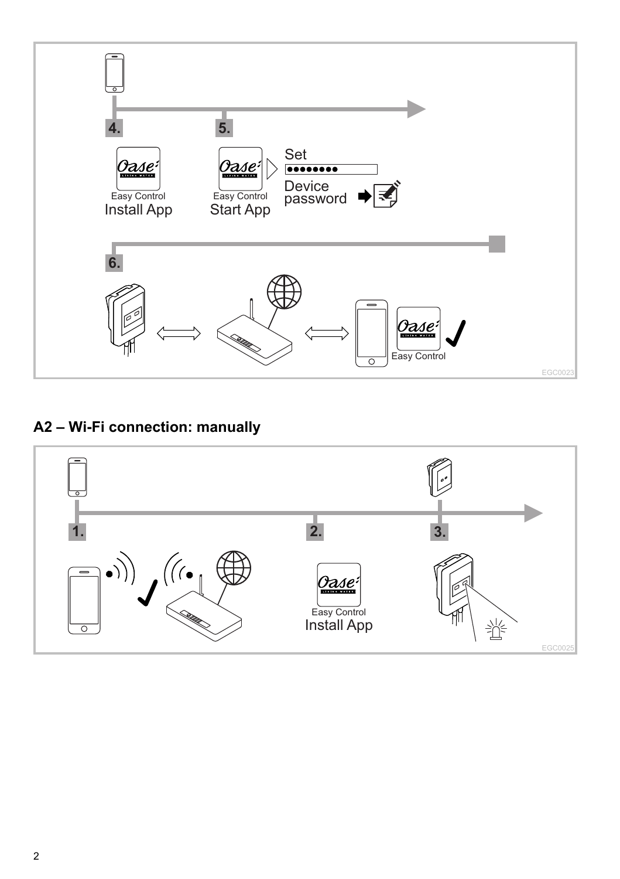4.

Easy Control
Install App

5.

Easy Control
Start App

Set
••••••••
Device
password

6.

Easy Control

EGC0023

## A2 – Wi-Fi connection: manually

1.

2.

Easy Control
Install App

3.

EGC0025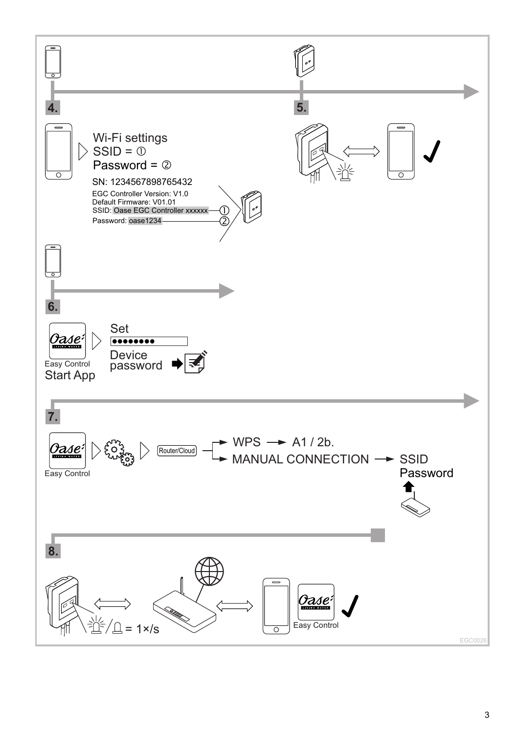**4.**

Wi-Fi settings
SSID = ①
Password = ②

SN: 1234567898765432
EGC Controller Version: V1.0
Default Firmware: V01.01
SSID: Oase EGC Controller xxxxxx ①
Password: oase1234 ②

**5.**

**6.**

Easy Control
Start App

Set
Device password

**7.**

Easy Control

Router/Cloud

WPS → A1 / 2b.
MANUAL CONNECTION → SSID Password

**8.**

= 1×/s

Easy Control

EGC0026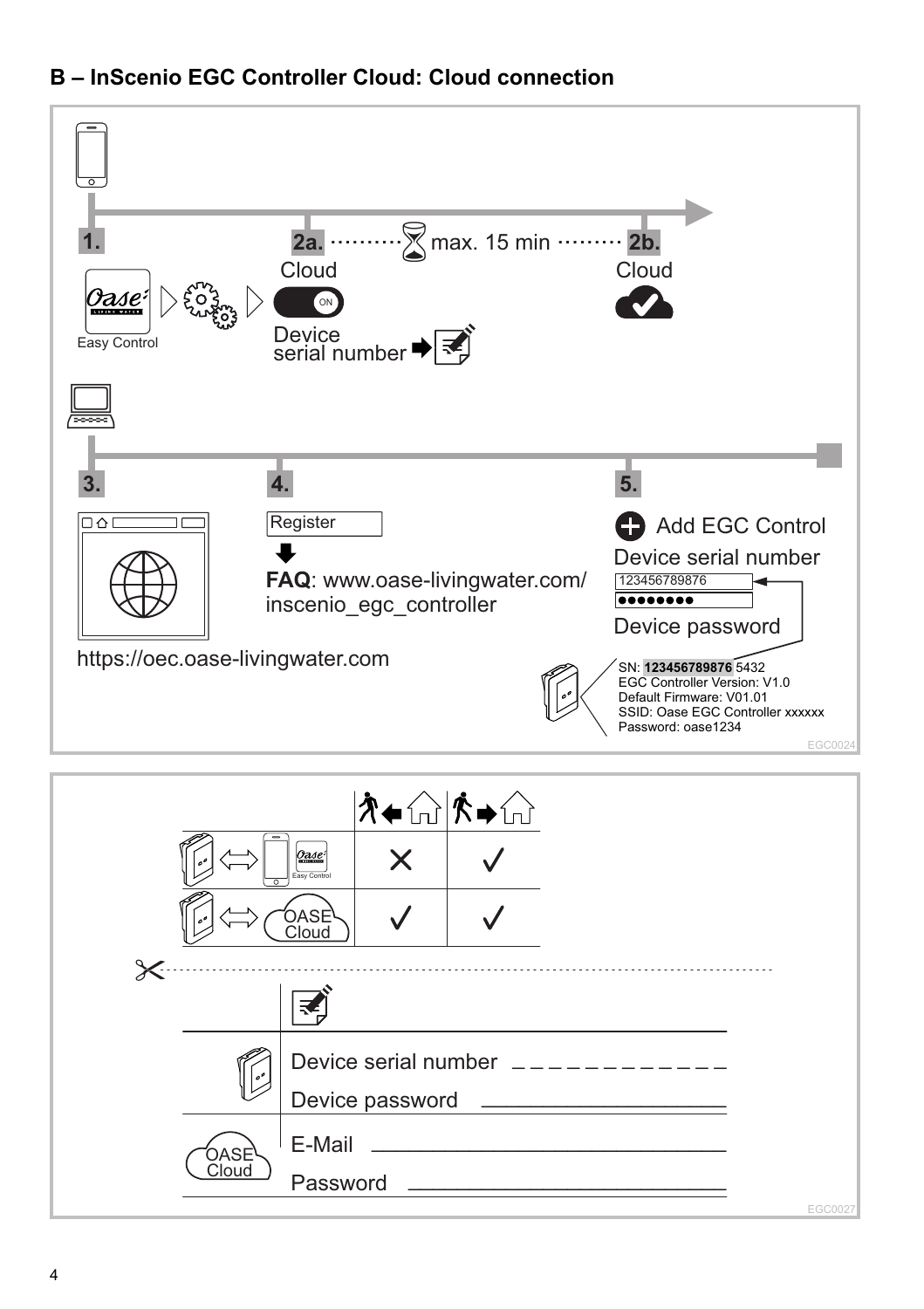## B – InScenio EGC Controller Cloud: Cloud connection

1.

Easy Control

2a. max. 15 min 2b.

Cloud

ON

Device serial number

Cloud

3.

https://oec.oase-livingwater.com

4.

Register

**FAQ**: www.oase-livingwater.com/inscenio_egc_controller

5.

Add EGC Control

Device serial number

123456789876

••••••••

Device password

SN: **123456789876** 5432
EGC Controller Version: V1.0
Default Firmware: V01.01
SSID: Oase EGC Controller xxxxxx
Password: oase1234

EGC0024

| | | |
|---|---|---|
| ↔ Easy Control | ✗ | ✓ |
| ↔ OASE Cloud | ✓ | ✓ |

| | |
|---|---|
| | Device serial number _ _ _ _ _ _ _ _ _ _ _ _ |
| | Device password ____________ |
| OASE Cloud | E-Mail ____________ |
| | Password ____________ |

EGC0027